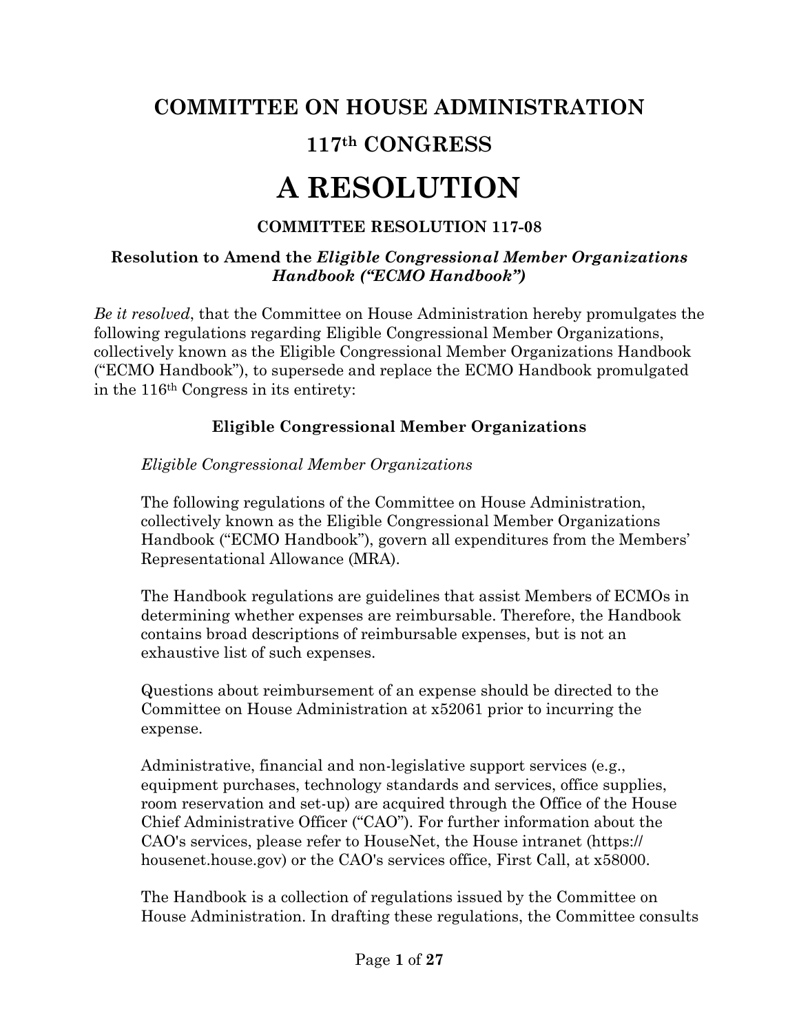# COMMITTEE ON HOUSE ADMINISTRATION

## 117th CONGRESS

# A RESOLUTION

### COMMITTEE RESOLUTION 117-08

**Resolution to Amend the *Eligible Congressional Member Organizations Handbook ("ECMO Handbook")***

*Be it resolved*, that the Committee on House Administration hereby promulgates the following regulations regarding Eligible Congressional Member Organizations, collectively known as the Eligible Congressional Member Organizations Handbook ("ECMO Handbook"), to supersede and replace the ECMO Handbook promulgated in the 116th Congress in its entirety:

**Eligible Congressional Member Organizations**

*Eligible Congressional Member Organizations*

The following regulations of the Committee on House Administration, collectively known as the Eligible Congressional Member Organizations Handbook ("ECMO Handbook"), govern all expenditures from the Members' Representational Allowance (MRA).

The Handbook regulations are guidelines that assist Members of ECMOs in determining whether expenses are reimbursable. Therefore, the Handbook contains broad descriptions of reimbursable expenses, but is not an exhaustive list of such expenses.

Questions about reimbursement of an expense should be directed to the Committee on House Administration at x52061 prior to incurring the expense.

Administrative, financial and non-legislative support services (e.g., equipment purchases, technology standards and services, office supplies, room reservation and set-up) are acquired through the Office of the House Chief Administrative Officer ("CAO"). For further information about the CAO's services, please refer to HouseNet, the House intranet (https://housenet.house.gov) or the CAO's services office, First Call, at x58000.

The Handbook is a collection of regulations issued by the Committee on House Administration. In drafting these regulations, the Committee consults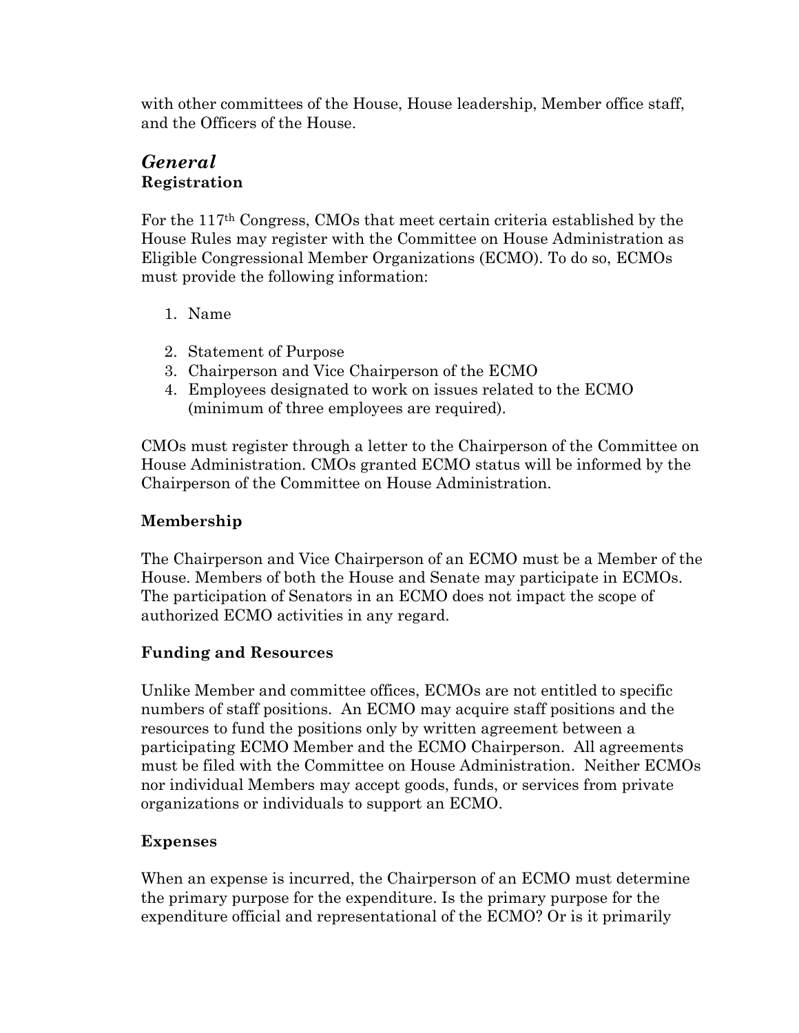with other committees of the House, House leadership, Member office staff, and the Officers of the House.

## *General*

### Registration

For the 117th Congress, CMOs that meet certain criteria established by the House Rules may register with the Committee on House Administration as Eligible Congressional Member Organizations (ECMO). To do so, ECMOs must provide the following information:

1. Name
2. Statement of Purpose
3. Chairperson and Vice Chairperson of the ECMO
4. Employees designated to work on issues related to the ECMO (minimum of three employees are required).

CMOs must register through a letter to the Chairperson of the Committee on House Administration. CMOs granted ECMO status will be informed by the Chairperson of the Committee on House Administration.

### Membership

The Chairperson and Vice Chairperson of an ECMO must be a Member of the House. Members of both the House and Senate may participate in ECMOs. The participation of Senators in an ECMO does not impact the scope of authorized ECMO activities in any regard.

### Funding and Resources

Unlike Member and committee offices, ECMOs are not entitled to specific numbers of staff positions. An ECMO may acquire staff positions and the resources to fund the positions only by written agreement between a participating ECMO Member and the ECMO Chairperson. All agreements must be filed with the Committee on House Administration. Neither ECMOs nor individual Members may accept goods, funds, or services from private organizations or individuals to support an ECMO.

### Expenses

When an expense is incurred, the Chairperson of an ECMO must determine the primary purpose for the expenditure. Is the primary purpose for the expenditure official and representational of the ECMO? Or is it primarily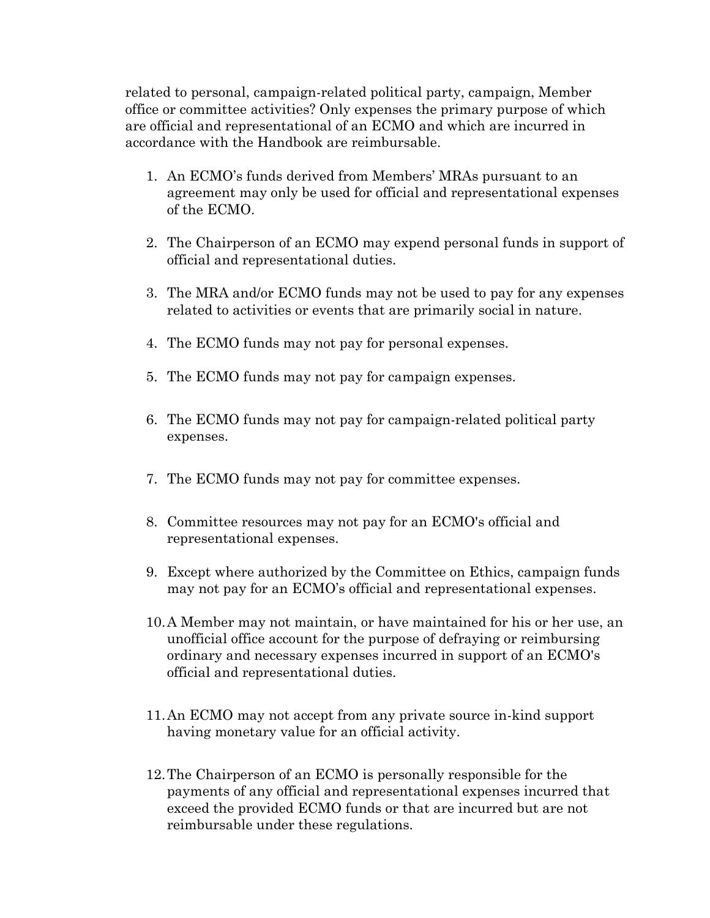related to personal, campaign-related political party, campaign, Member office or committee activities? Only expenses the primary purpose of which are official and representational of an ECMO and which are incurred in accordance with the Handbook are reimbursable.

1. An ECMO's funds derived from Members' MRAs pursuant to an agreement may only be used for official and representational expenses of the ECMO.

2. The Chairperson of an ECMO may expend personal funds in support of official and representational duties.

3. The MRA and/or ECMO funds may not be used to pay for any expenses related to activities or events that are primarily social in nature.

4. The ECMO funds may not pay for personal expenses.

5. The ECMO funds may not pay for campaign expenses.

6. The ECMO funds may not pay for campaign-related political party expenses.

7. The ECMO funds may not pay for committee expenses.

8. Committee resources may not pay for an ECMO's official and representational expenses.

9. Except where authorized by the Committee on Ethics, campaign funds may not pay for an ECMO's official and representational expenses.

10. A Member may not maintain, or have maintained for his or her use, an unofficial office account for the purpose of defraying or reimbursing ordinary and necessary expenses incurred in support of an ECMO's official and representational duties.

11. An ECMO may not accept from any private source in-kind support having monetary value for an official activity.

12. The Chairperson of an ECMO is personally responsible for the payments of any official and representational expenses incurred that exceed the provided ECMO funds or that are incurred but are not reimbursable under these regulations.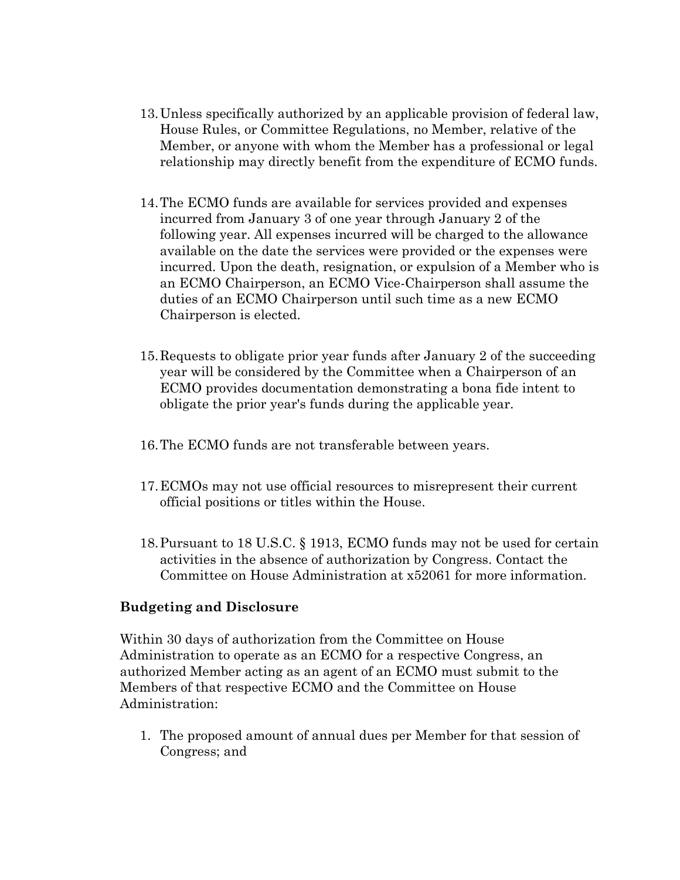13. Unless specifically authorized by an applicable provision of federal law, House Rules, or Committee Regulations, no Member, relative of the Member, or anyone with whom the Member has a professional or legal relationship may directly benefit from the expenditure of ECMO funds.

14. The ECMO funds are available for services provided and expenses incurred from January 3 of one year through January 2 of the following year. All expenses incurred will be charged to the allowance available on the date the services were provided or the expenses were incurred. Upon the death, resignation, or expulsion of a Member who is an ECMO Chairperson, an ECMO Vice-Chairperson shall assume the duties of an ECMO Chairperson until such time as a new ECMO Chairperson is elected.

15. Requests to obligate prior year funds after January 2 of the succeeding year will be considered by the Committee when a Chairperson of an ECMO provides documentation demonstrating a bona fide intent to obligate the prior year's funds during the applicable year.

16. The ECMO funds are not transferable between years.

17. ECMOs may not use official resources to misrepresent their current official positions or titles within the House.

18. Pursuant to 18 U.S.C. § 1913, ECMO funds may not be used for certain activities in the absence of authorization by Congress. Contact the Committee on House Administration at x52061 for more information.

**Budgeting and Disclosure**

Within 30 days of authorization from the Committee on House Administration to operate as an ECMO for a respective Congress, an authorized Member acting as an agent of an ECMO must submit to the Members of that respective ECMO and the Committee on House Administration:

1. The proposed amount of annual dues per Member for that session of Congress; and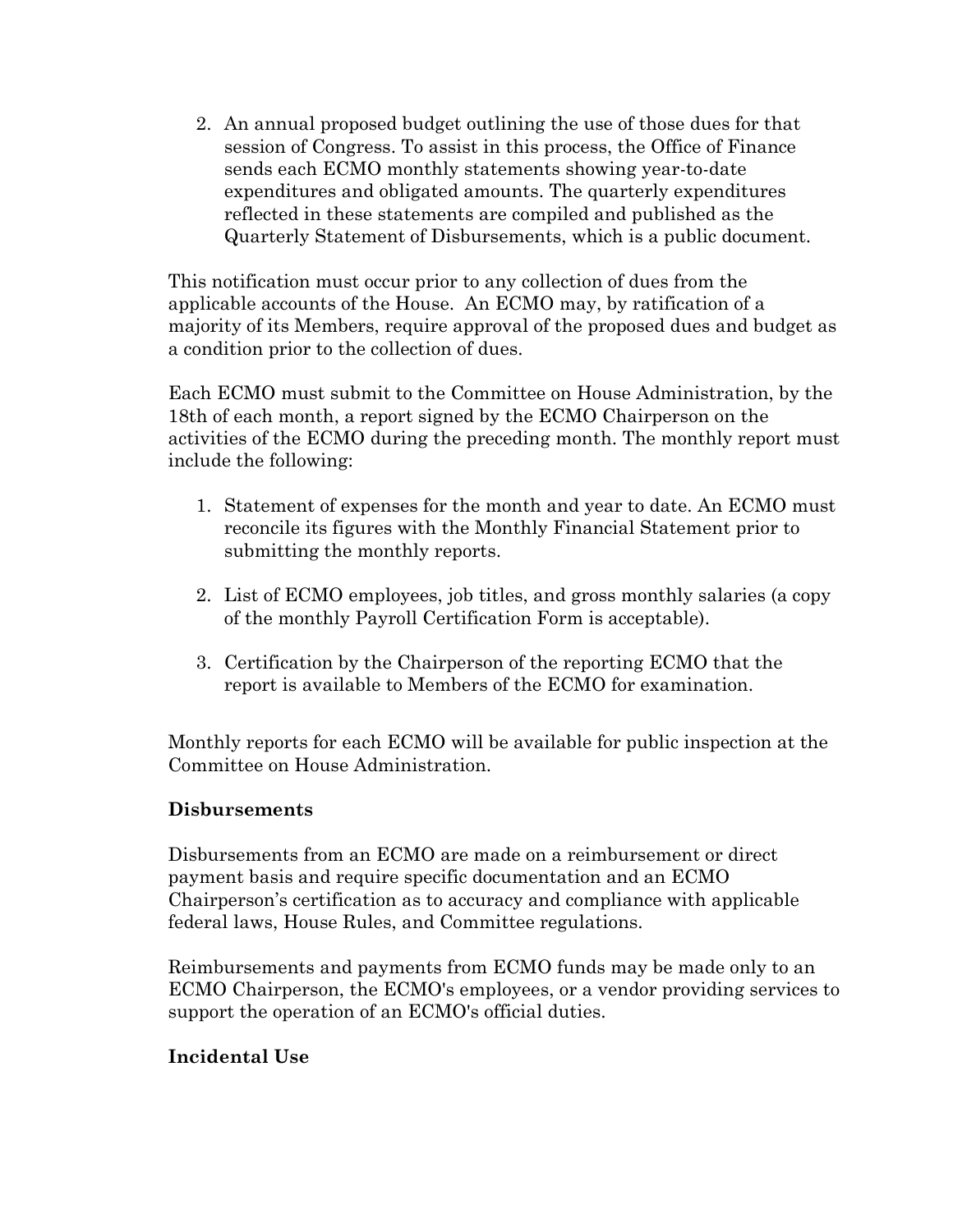2. An annual proposed budget outlining the use of those dues for that session of Congress. To assist in this process, the Office of Finance sends each ECMO monthly statements showing year-to-date expenditures and obligated amounts. The quarterly expenditures reflected in these statements are compiled and published as the Quarterly Statement of Disbursements, which is a public document.

This notification must occur prior to any collection of dues from the applicable accounts of the House. An ECMO may, by ratification of a majority of its Members, require approval of the proposed dues and budget as a condition prior to the collection of dues.

Each ECMO must submit to the Committee on House Administration, by the 18th of each month, a report signed by the ECMO Chairperson on the activities of the ECMO during the preceding month. The monthly report must include the following:

1. Statement of expenses for the month and year to date. An ECMO must reconcile its figures with the Monthly Financial Statement prior to submitting the monthly reports.

2. List of ECMO employees, job titles, and gross monthly salaries (a copy of the monthly Payroll Certification Form is acceptable).

3. Certification by the Chairperson of the reporting ECMO that the report is available to Members of the ECMO for examination.

Monthly reports for each ECMO will be available for public inspection at the Committee on House Administration.

**Disbursements**

Disbursements from an ECMO are made on a reimbursement or direct payment basis and require specific documentation and an ECMO Chairperson's certification as to accuracy and compliance with applicable federal laws, House Rules, and Committee regulations.

Reimbursements and payments from ECMO funds may be made only to an ECMO Chairperson, the ECMO's employees, or a vendor providing services to support the operation of an ECMO's official duties.

**Incidental Use**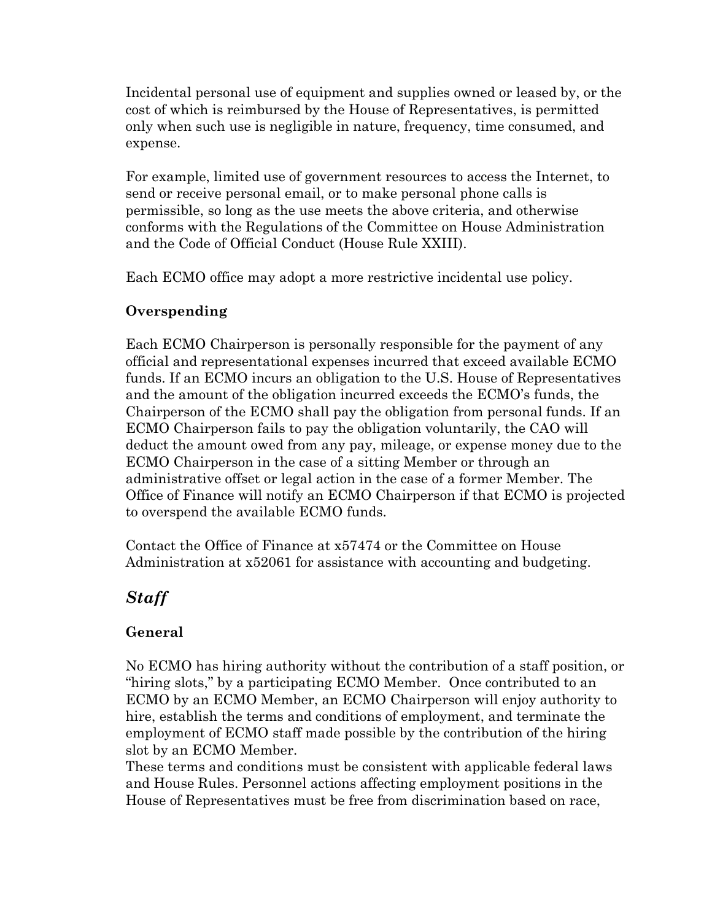Incidental personal use of equipment and supplies owned or leased by, or the cost of which is reimbursed by the House of Representatives, is permitted only when such use is negligible in nature, frequency, time consumed, and expense.

For example, limited use of government resources to access the Internet, to send or receive personal email, or to make personal phone calls is permissible, so long as the use meets the above criteria, and otherwise conforms with the Regulations of the Committee on House Administration and the Code of Official Conduct (House Rule XXIII).

Each ECMO office may adopt a more restrictive incidental use policy.

### Overspending

Each ECMO Chairperson is personally responsible for the payment of any official and representational expenses incurred that exceed available ECMO funds. If an ECMO incurs an obligation to the U.S. House of Representatives and the amount of the obligation incurred exceeds the ECMO's funds, the Chairperson of the ECMO shall pay the obligation from personal funds. If an ECMO Chairperson fails to pay the obligation voluntarily, the CAO will deduct the amount owed from any pay, mileage, or expense money due to the ECMO Chairperson in the case of a sitting Member or through an administrative offset or legal action in the case of a former Member. The Office of Finance will notify an ECMO Chairperson if that ECMO is projected to overspend the available ECMO funds.

Contact the Office of Finance at x57474 or the Committee on House Administration at x52061 for assistance with accounting and budgeting.

## *Staff*

### General

No ECMO has hiring authority without the contribution of a staff position, or "hiring slots," by a participating ECMO Member. Once contributed to an ECMO by an ECMO Member, an ECMO Chairperson will enjoy authority to hire, establish the terms and conditions of employment, and terminate the employment of ECMO staff made possible by the contribution of the hiring slot by an ECMO Member.
These terms and conditions must be consistent with applicable federal laws and House Rules. Personnel actions affecting employment positions in the House of Representatives must be free from discrimination based on race,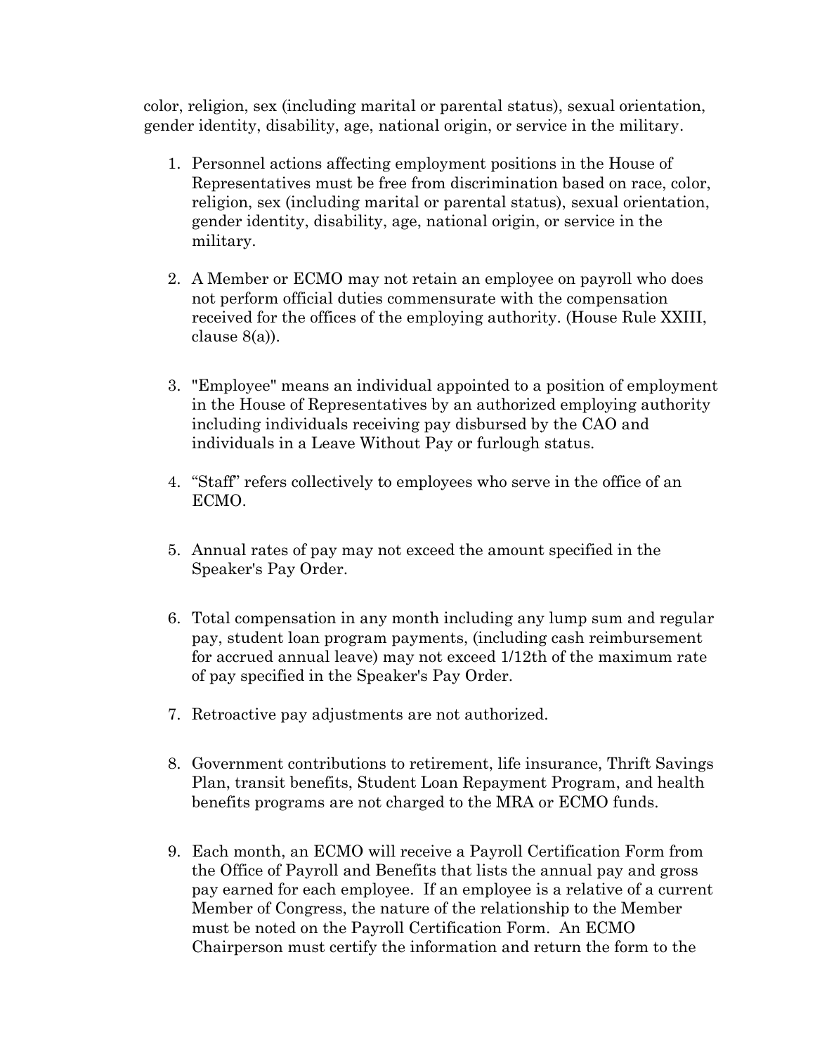color, religion, sex (including marital or parental status), sexual orientation, gender identity, disability, age, national origin, or service in the military.

1. Personnel actions affecting employment positions in the House of Representatives must be free from discrimination based on race, color, religion, sex (including marital or parental status), sexual orientation, gender identity, disability, age, national origin, or service in the military.

2. A Member or ECMO may not retain an employee on payroll who does not perform official duties commensurate with the compensation received for the offices of the employing authority. (House Rule XXIII, clause 8(a)).

3. "Employee" means an individual appointed to a position of employment in the House of Representatives by an authorized employing authority including individuals receiving pay disbursed by the CAO and individuals in a Leave Without Pay or furlough status.

4. "Staff" refers collectively to employees who serve in the office of an ECMO.

5. Annual rates of pay may not exceed the amount specified in the Speaker's Pay Order.

6. Total compensation in any month including any lump sum and regular pay, student loan program payments, (including cash reimbursement for accrued annual leave) may not exceed 1/12th of the maximum rate of pay specified in the Speaker's Pay Order.

7. Retroactive pay adjustments are not authorized.

8. Government contributions to retirement, life insurance, Thrift Savings Plan, transit benefits, Student Loan Repayment Program, and health benefits programs are not charged to the MRA or ECMO funds.

9. Each month, an ECMO will receive a Payroll Certification Form from the Office of Payroll and Benefits that lists the annual pay and gross pay earned for each employee. If an employee is a relative of a current Member of Congress, the nature of the relationship to the Member must be noted on the Payroll Certification Form. An ECMO Chairperson must certify the information and return the form to the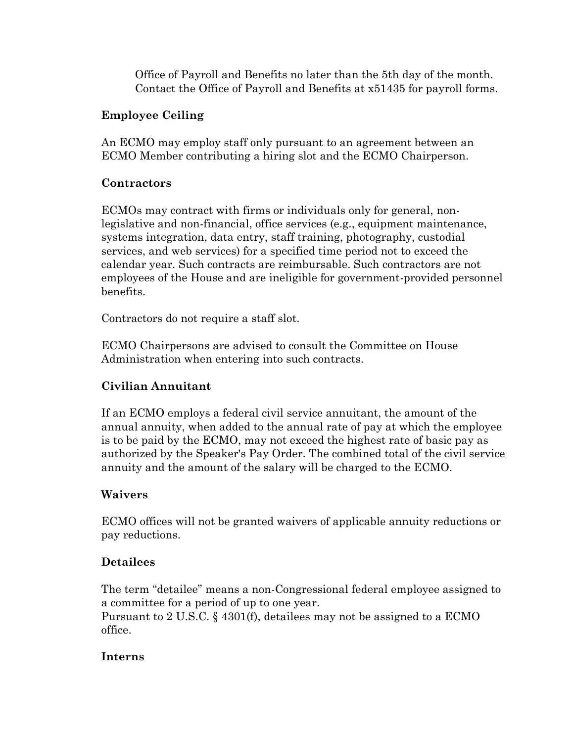Office of Payroll and Benefits no later than the 5th day of the month. Contact the Office of Payroll and Benefits at x51435 for payroll forms.

### Employee Ceiling

An ECMO may employ staff only pursuant to an agreement between an ECMO Member contributing a hiring slot and the ECMO Chairperson.

### Contractors

ECMOs may contract with firms or individuals only for general, non-legislative and non-financial, office services (e.g., equipment maintenance, systems integration, data entry, staff training, photography, custodial services, and web services) for a specified time period not to exceed the calendar year. Such contracts are reimbursable. Such contractors are not employees of the House and are ineligible for government-provided personnel benefits.

Contractors do not require a staff slot.

ECMO Chairpersons are advised to consult the Committee on House Administration when entering into such contracts.

### Civilian Annuitant

If an ECMO employs a federal civil service annuitant, the amount of the annual annuity, when added to the annual rate of pay at which the employee is to be paid by the ECMO, may not exceed the highest rate of basic pay as authorized by the Speaker's Pay Order. The combined total of the civil service annuity and the amount of the salary will be charged to the ECMO.

### Waivers

ECMO offices will not be granted waivers of applicable annuity reductions or pay reductions.

### Detailees

The term "detailee" means a non-Congressional federal employee assigned to a committee for a period of up to one year.
Pursuant to 2 U.S.C. § 4301(f), detailees may not be assigned to a ECMO office.

### Interns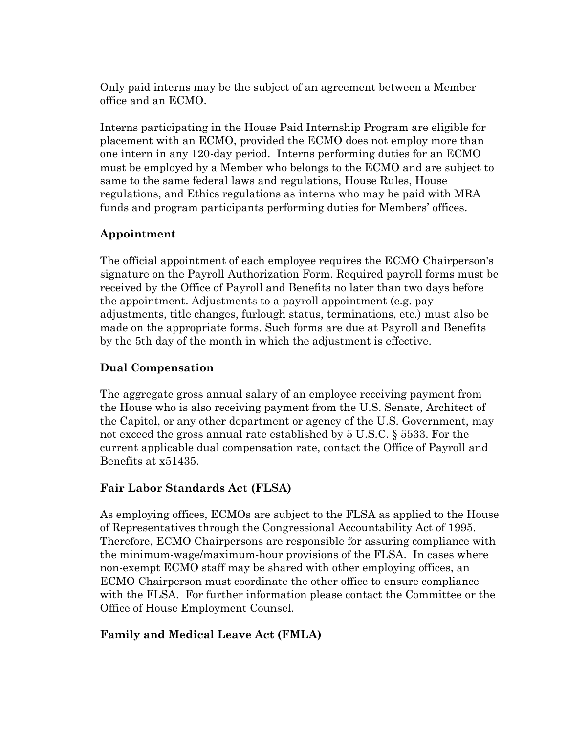Only paid interns may be the subject of an agreement between a Member office and an ECMO.

Interns participating in the House Paid Internship Program are eligible for placement with an ECMO, provided the ECMO does not employ more than one intern in any 120-day period. Interns performing duties for an ECMO must be employed by a Member who belongs to the ECMO and are subject to same to the same federal laws and regulations, House Rules, House regulations, and Ethics regulations as interns who may be paid with MRA funds and program participants performing duties for Members' offices.

### Appointment

The official appointment of each employee requires the ECMO Chairperson's signature on the Payroll Authorization Form. Required payroll forms must be received by the Office of Payroll and Benefits no later than two days before the appointment. Adjustments to a payroll appointment (e.g. pay adjustments, title changes, furlough status, terminations, etc.) must also be made on the appropriate forms. Such forms are due at Payroll and Benefits by the 5th day of the month in which the adjustment is effective.

### Dual Compensation

The aggregate gross annual salary of an employee receiving payment from the House who is also receiving payment from the U.S. Senate, Architect of the Capitol, or any other department or agency of the U.S. Government, may not exceed the gross annual rate established by 5 U.S.C. § 5533. For the current applicable dual compensation rate, contact the Office of Payroll and Benefits at x51435.

### Fair Labor Standards Act (FLSA)

As employing offices, ECMOs are subject to the FLSA as applied to the House of Representatives through the Congressional Accountability Act of 1995. Therefore, ECMO Chairpersons are responsible for assuring compliance with the minimum-wage/maximum-hour provisions of the FLSA. In cases where non-exempt ECMO staff may be shared with other employing offices, an ECMO Chairperson must coordinate the other office to ensure compliance with the FLSA. For further information please contact the Committee or the Office of House Employment Counsel.

### Family and Medical Leave Act (FMLA)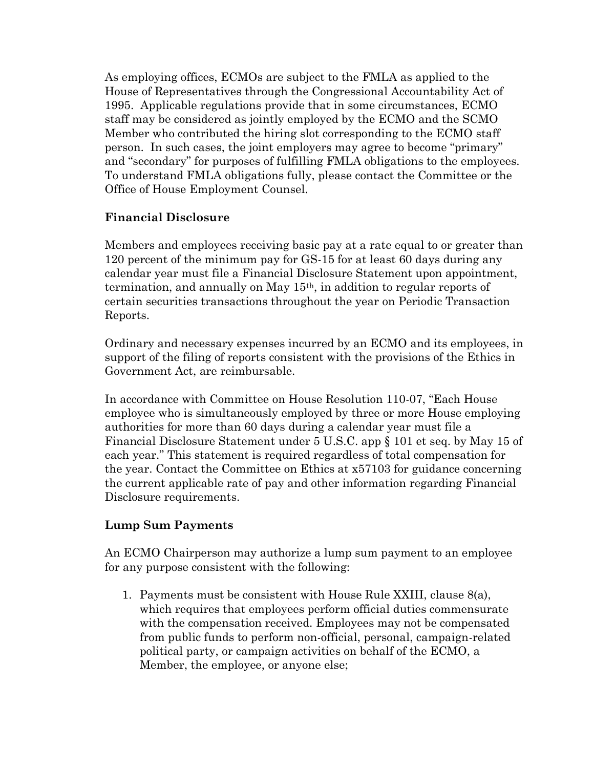As employing offices, ECMOs are subject to the FMLA as applied to the House of Representatives through the Congressional Accountability Act of 1995. Applicable regulations provide that in some circumstances, ECMO staff may be considered as jointly employed by the ECMO and the SCMO Member who contributed the hiring slot corresponding to the ECMO staff person. In such cases, the joint employers may agree to become "primary" and "secondary" for purposes of fulfilling FMLA obligations to the employees. To understand FMLA obligations fully, please contact the Committee or the Office of House Employment Counsel.

## Financial Disclosure

Members and employees receiving basic pay at a rate equal to or greater than 120 percent of the minimum pay for GS-15 for at least 60 days during any calendar year must file a Financial Disclosure Statement upon appointment, termination, and annually on May 15th, in addition to regular reports of certain securities transactions throughout the year on Periodic Transaction Reports.

Ordinary and necessary expenses incurred by an ECMO and its employees, in support of the filing of reports consistent with the provisions of the Ethics in Government Act, are reimbursable.

In accordance with Committee on House Resolution 110-07, "Each House employee who is simultaneously employed by three or more House employing authorities for more than 60 days during a calendar year must file a Financial Disclosure Statement under 5 U.S.C. app § 101 et seq. by May 15 of each year." This statement is required regardless of total compensation for the year. Contact the Committee on Ethics at x57103 for guidance concerning the current applicable rate of pay and other information regarding Financial Disclosure requirements.

## Lump Sum Payments

An ECMO Chairperson may authorize a lump sum payment to an employee for any purpose consistent with the following:

1. Payments must be consistent with House Rule XXIII, clause 8(a), which requires that employees perform official duties commensurate with the compensation received. Employees may not be compensated from public funds to perform non-official, personal, campaign-related political party, or campaign activities on behalf of the ECMO, a Member, the employee, or anyone else;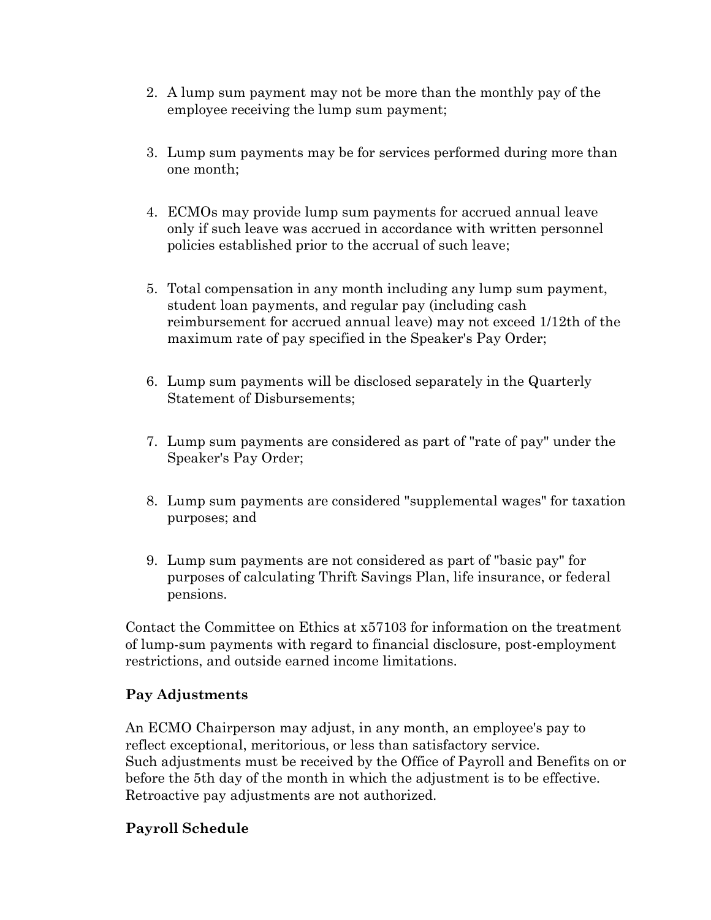2. A lump sum payment may not be more than the monthly pay of the employee receiving the lump sum payment;
3. Lump sum payments may be for services performed during more than one month;
4. ECMOs may provide lump sum payments for accrued annual leave only if such leave was accrued in accordance with written personnel policies established prior to the accrual of such leave;
5. Total compensation in any month including any lump sum payment, student loan payments, and regular pay (including cash reimbursement for accrued annual leave) may not exceed 1/12th of the maximum rate of pay specified in the Speaker's Pay Order;
6. Lump sum payments will be disclosed separately in the Quarterly Statement of Disbursements;
7. Lump sum payments are considered as part of "rate of pay" under the Speaker's Pay Order;
8. Lump sum payments are considered "supplemental wages" for taxation purposes; and
9. Lump sum payments are not considered as part of "basic pay" for purposes of calculating Thrift Savings Plan, life insurance, or federal pensions.

Contact the Committee on Ethics at x57103 for information on the treatment of lump-sum payments with regard to financial disclosure, post-employment restrictions, and outside earned income limitations.

**Pay Adjustments**

An ECMO Chairperson may adjust, in any month, an employee's pay to reflect exceptional, meritorious, or less than satisfactory service. Such adjustments must be received by the Office of Payroll and Benefits on or before the 5th day of the month in which the adjustment is to be effective. Retroactive pay adjustments are not authorized.

**Payroll Schedule**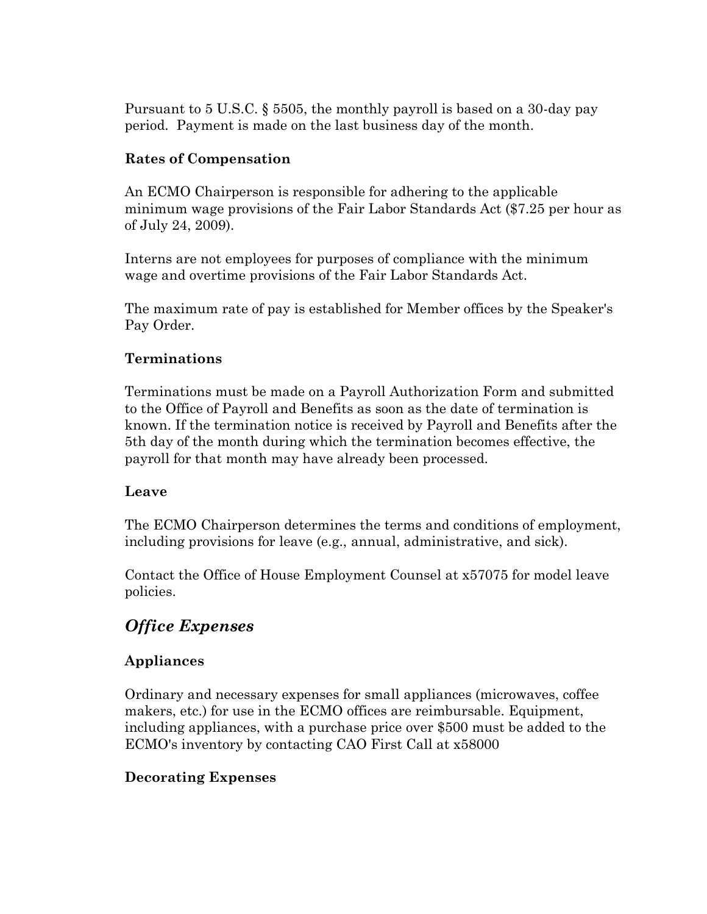Pursuant to 5 U.S.C. § 5505, the monthly payroll is based on a 30-day pay period. Payment is made on the last business day of the month.

**Rates of Compensation**

An ECMO Chairperson is responsible for adhering to the applicable minimum wage provisions of the Fair Labor Standards Act ($7.25 per hour as of July 24, 2009).

Interns are not employees for purposes of compliance with the minimum wage and overtime provisions of the Fair Labor Standards Act.

The maximum rate of pay is established for Member offices by the Speaker's Pay Order.

**Terminations**

Terminations must be made on a Payroll Authorization Form and submitted to the Office of Payroll and Benefits as soon as the date of termination is known. If the termination notice is received by Payroll and Benefits after the 5th day of the month during which the termination becomes effective, the payroll for that month may have already been processed.

**Leave**

The ECMO Chairperson determines the terms and conditions of employment, including provisions for leave (e.g., annual, administrative, and sick).

Contact the Office of House Employment Counsel at x57075 for model leave policies.

## *Office Expenses*

**Appliances**

Ordinary and necessary expenses for small appliances (microwaves, coffee makers, etc.) for use in the ECMO offices are reimbursable. Equipment, including appliances, with a purchase price over $500 must be added to the ECMO's inventory by contacting CAO First Call at x58000

**Decorating Expenses**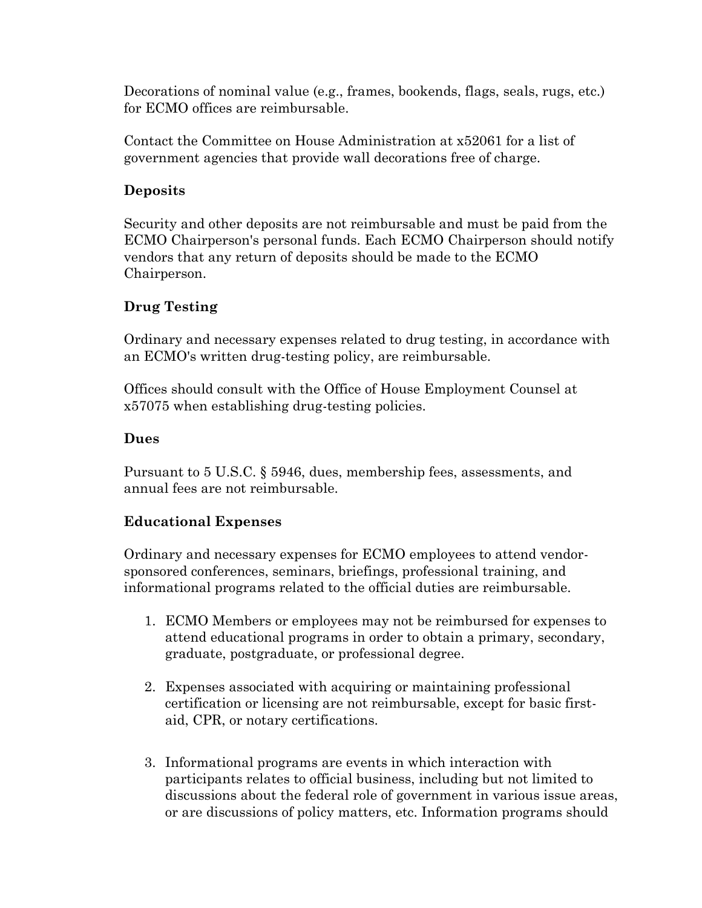Decorations of nominal value (e.g., frames, bookends, flags, seals, rugs, etc.) for ECMO offices are reimbursable.

Contact the Committee on House Administration at x52061 for a list of government agencies that provide wall decorations free of charge.

### Deposits

Security and other deposits are not reimbursable and must be paid from the ECMO Chairperson's personal funds. Each ECMO Chairperson should notify vendors that any return of deposits should be made to the ECMO Chairperson.

### Drug Testing

Ordinary and necessary expenses related to drug testing, in accordance with an ECMO's written drug-testing policy, are reimbursable.

Offices should consult with the Office of House Employment Counsel at x57075 when establishing drug-testing policies.

### Dues

Pursuant to 5 U.S.C. § 5946, dues, membership fees, assessments, and annual fees are not reimbursable.

### Educational Expenses

Ordinary and necessary expenses for ECMO employees to attend vendor-sponsored conferences, seminars, briefings, professional training, and informational programs related to the official duties are reimbursable.

1. ECMO Members or employees may not be reimbursed for expenses to attend educational programs in order to obtain a primary, secondary, graduate, postgraduate, or professional degree.

2. Expenses associated with acquiring or maintaining professional certification or licensing are not reimbursable, except for basic first-aid, CPR, or notary certifications.

3. Informational programs are events in which interaction with participants relates to official business, including but not limited to discussions about the federal role of government in various issue areas, or are discussions of policy matters, etc. Information programs should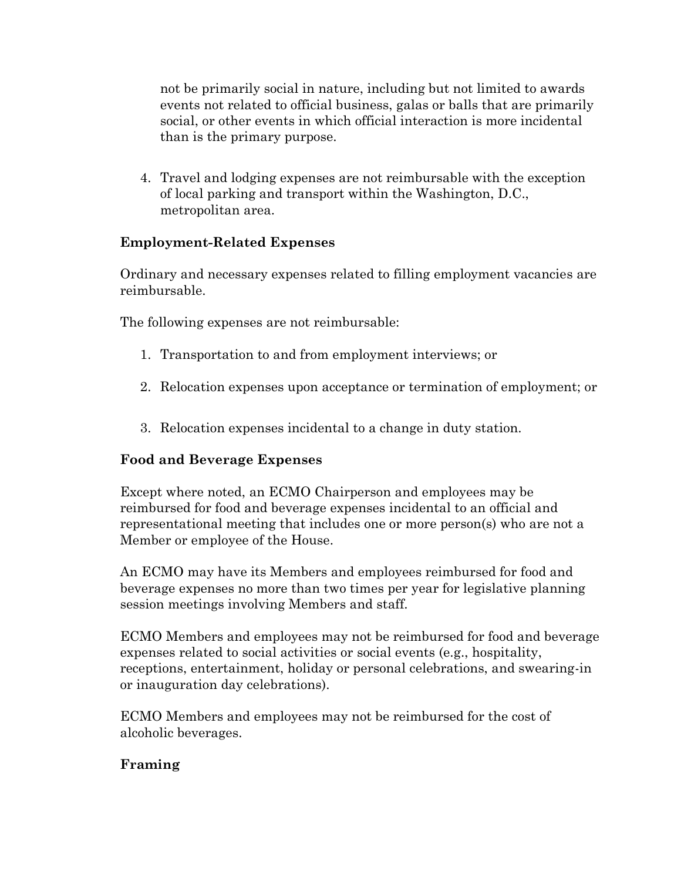not be primarily social in nature, including but not limited to awards events not related to official business, galas or balls that are primarily social, or other events in which official interaction is more incidental than is the primary purpose.

4. Travel and lodging expenses are not reimbursable with the exception of local parking and transport within the Washington, D.C., metropolitan area.

**Employment-Related Expenses**

Ordinary and necessary expenses related to filling employment vacancies are reimbursable.

The following expenses are not reimbursable:

1. Transportation to and from employment interviews; or
2. Relocation expenses upon acceptance or termination of employment; or
3. Relocation expenses incidental to a change in duty station.

**Food and Beverage Expenses**

Except where noted, an ECMO Chairperson and employees may be reimbursed for food and beverage expenses incidental to an official and representational meeting that includes one or more person(s) who are not a Member or employee of the House.

An ECMO may have its Members and employees reimbursed for food and beverage expenses no more than two times per year for legislative planning session meetings involving Members and staff.

ECMO Members and employees may not be reimbursed for food and beverage expenses related to social activities or social events (e.g., hospitality, receptions, entertainment, holiday or personal celebrations, and swearing-in or inauguration day celebrations).

ECMO Members and employees may not be reimbursed for the cost of alcoholic beverages.

**Framing**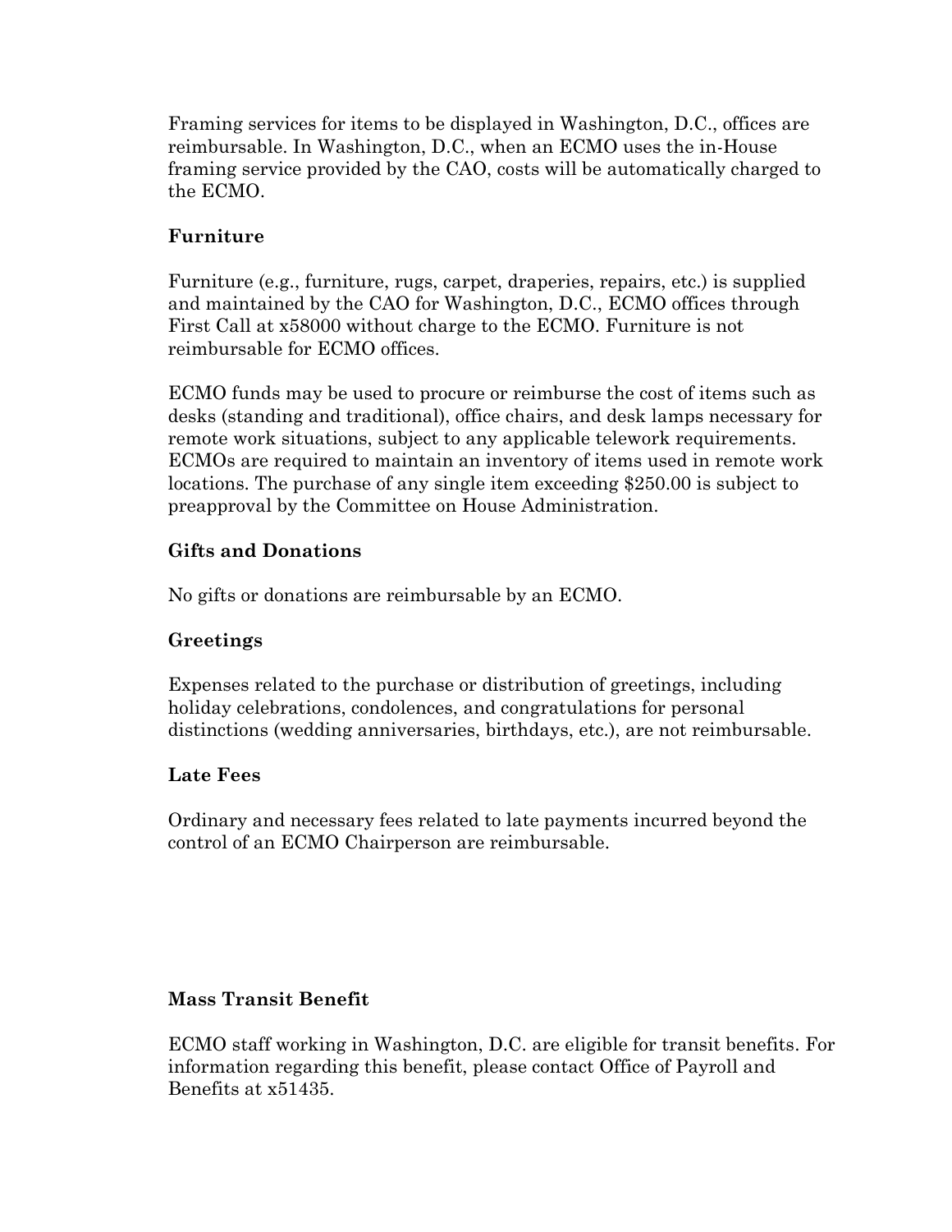Framing services for items to be displayed in Washington, D.C., offices are reimbursable. In Washington, D.C., when an ECMO uses the in-House framing service provided by the CAO, costs will be automatically charged to the ECMO.

### Furniture

Furniture (e.g., furniture, rugs, carpet, draperies, repairs, etc.) is supplied and maintained by the CAO for Washington, D.C., ECMO offices through First Call at x58000 without charge to the ECMO. Furniture is not reimbursable for ECMO offices.

ECMO funds may be used to procure or reimburse the cost of items such as desks (standing and traditional), office chairs, and desk lamps necessary for remote work situations, subject to any applicable telework requirements. ECMOs are required to maintain an inventory of items used in remote work locations. The purchase of any single item exceeding $250.00 is subject to preapproval by the Committee on House Administration.

### Gifts and Donations

No gifts or donations are reimbursable by an ECMO.

### Greetings

Expenses related to the purchase or distribution of greetings, including holiday celebrations, condolences, and congratulations for personal distinctions (wedding anniversaries, birthdays, etc.), are not reimbursable.

### Late Fees

Ordinary and necessary fees related to late payments incurred beyond the control of an ECMO Chairperson are reimbursable.

### Mass Transit Benefit

ECMO staff working in Washington, D.C. are eligible for transit benefits. For information regarding this benefit, please contact Office of Payroll and Benefits at x51435.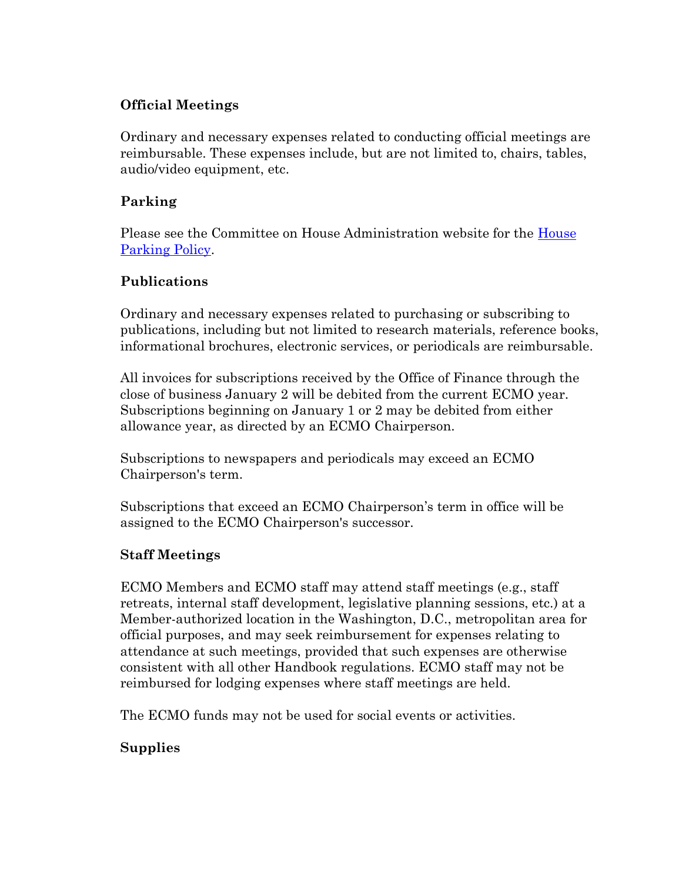**Official Meetings**

Ordinary and necessary expenses related to conducting official meetings are reimbursable. These expenses include, but are not limited to, chairs, tables, audio/video equipment, etc.

**Parking**

Please see the Committee on House Administration website for the [House Parking Policy](House Parking Policy).

**Publications**

Ordinary and necessary expenses related to purchasing or subscribing to publications, including but not limited to research materials, reference books, informational brochures, electronic services, or periodicals are reimbursable.

All invoices for subscriptions received by the Office of Finance through the close of business January 2 will be debited from the current ECMO year. Subscriptions beginning on January 1 or 2 may be debited from either allowance year, as directed by an ECMO Chairperson.

Subscriptions to newspapers and periodicals may exceed an ECMO Chairperson's term.

Subscriptions that exceed an ECMO Chairperson's term in office will be assigned to the ECMO Chairperson's successor.

**Staff Meetings**

ECMO Members and ECMO staff may attend staff meetings (e.g., staff retreats, internal staff development, legislative planning sessions, etc.) at a Member-authorized location in the Washington, D.C., metropolitan area for official purposes, and may seek reimbursement for expenses relating to attendance at such meetings, provided that such expenses are otherwise consistent with all other Handbook regulations. ECMO staff may not be reimbursed for lodging expenses where staff meetings are held.

The ECMO funds may not be used for social events or activities.

**Supplies**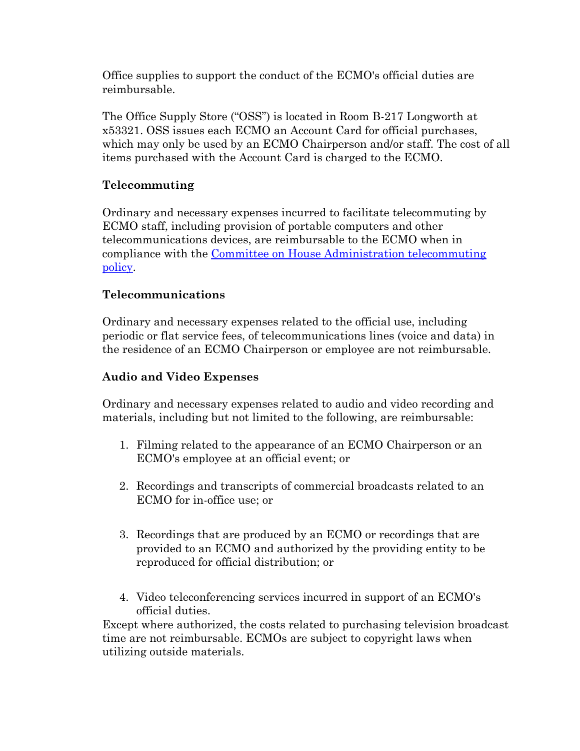Office supplies to support the conduct of the ECMO's official duties are reimbursable.

The Office Supply Store ("OSS") is located in Room B-217 Longworth at x53321. OSS issues each ECMO an Account Card for official purchases, which may only be used by an ECMO Chairperson and/or staff. The cost of all items purchased with the Account Card is charged to the ECMO.

**Telecommuting**

Ordinary and necessary expenses incurred to facilitate telecommuting by ECMO staff, including provision of portable computers and other telecommunications devices, are reimbursable to the ECMO when in compliance with the Committee on House Administration telecommuting policy.

**Telecommunications**

Ordinary and necessary expenses related to the official use, including periodic or flat service fees, of telecommunications lines (voice and data) in the residence of an ECMO Chairperson or employee are not reimbursable.

**Audio and Video Expenses**

Ordinary and necessary expenses related to audio and video recording and materials, including but not limited to the following, are reimbursable:

1. Filming related to the appearance of an ECMO Chairperson or an ECMO's employee at an official event; or
2. Recordings and transcripts of commercial broadcasts related to an ECMO for in-office use; or
3. Recordings that are produced by an ECMO or recordings that are provided to an ECMO and authorized by the providing entity to be reproduced for official distribution; or
4. Video teleconferencing services incurred in support of an ECMO's official duties.

Except where authorized, the costs related to purchasing television broadcast time are not reimbursable. ECMOs are subject to copyright laws when utilizing outside materials.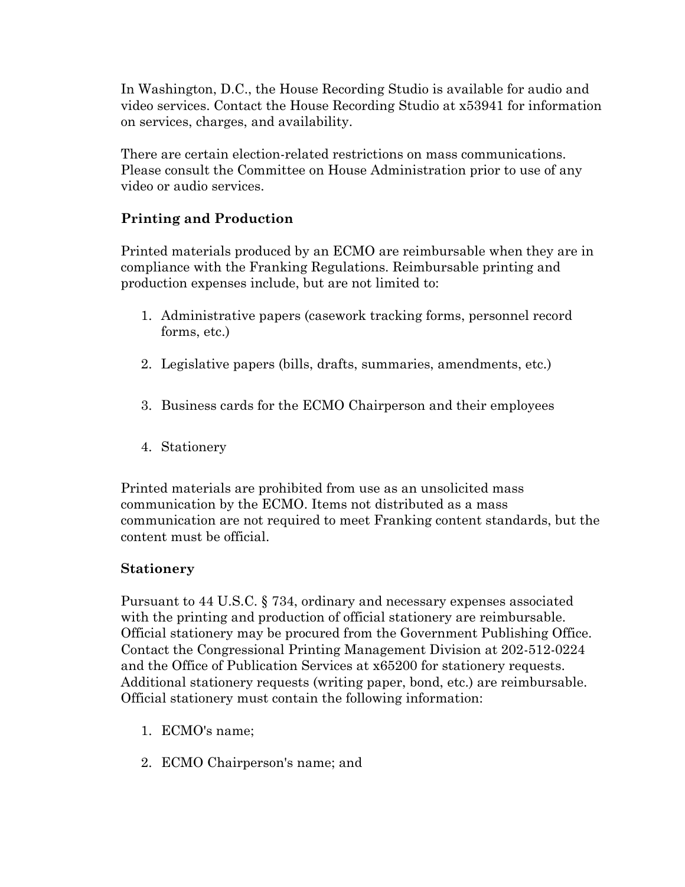In Washington, D.C., the House Recording Studio is available for audio and video services. Contact the House Recording Studio at x53941 for information on services, charges, and availability.

There are certain election-related restrictions on mass communications. Please consult the Committee on House Administration prior to use of any video or audio services.

### Printing and Production

Printed materials produced by an ECMO are reimbursable when they are in compliance with the Franking Regulations. Reimbursable printing and production expenses include, but are not limited to:

1. Administrative papers (casework tracking forms, personnel record forms, etc.)
2. Legislative papers (bills, drafts, summaries, amendments, etc.)
3. Business cards for the ECMO Chairperson and their employees
4. Stationery

Printed materials are prohibited from use as an unsolicited mass communication by the ECMO. Items not distributed as a mass communication are not required to meet Franking content standards, but the content must be official.

### Stationery

Pursuant to 44 U.S.C. § 734, ordinary and necessary expenses associated with the printing and production of official stationery are reimbursable. Official stationery may be procured from the Government Publishing Office. Contact the Congressional Printing Management Division at 202-512-0224 and the Office of Publication Services at x65200 for stationery requests. Additional stationery requests (writing paper, bond, etc.) are reimbursable. Official stationery must contain the following information:

1. ECMO's name;
2. ECMO Chairperson's name; and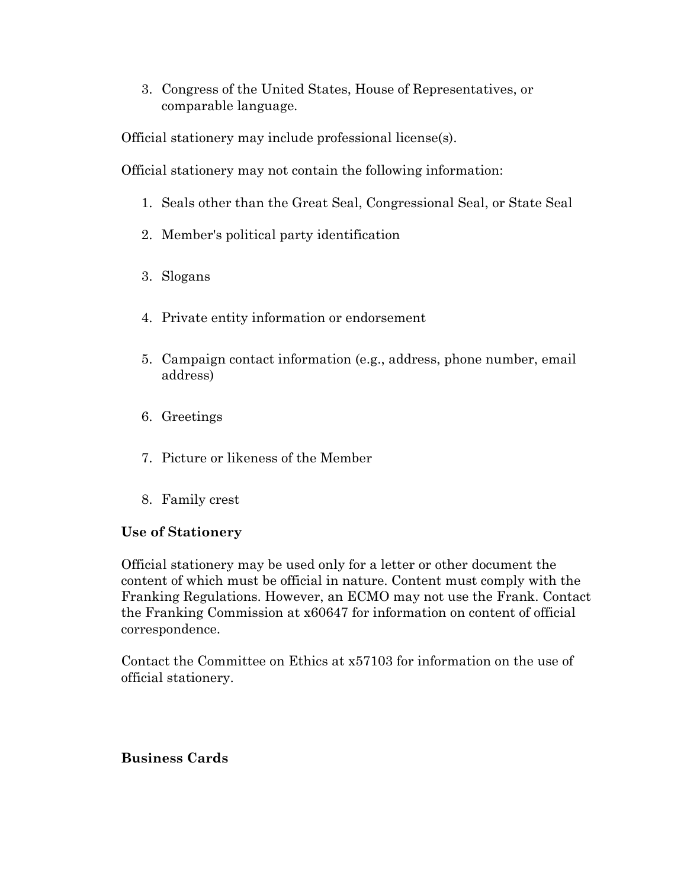3. Congress of the United States, House of Representatives, or comparable language.

Official stationery may include professional license(s).

Official stationery may not contain the following information:

1. Seals other than the Great Seal, Congressional Seal, or State Seal
2. Member's political party identification
3. Slogans
4. Private entity information or endorsement
5. Campaign contact information (e.g., address, phone number, email address)
6. Greetings
7. Picture or likeness of the Member
8. Family crest

**Use of Stationery**

Official stationery may be used only for a letter or other document the content of which must be official in nature. Content must comply with the Franking Regulations. However, an ECMO may not use the Frank. Contact the Franking Commission at x60647 for information on content of official correspondence.

Contact the Committee on Ethics at x57103 for information on the use of official stationery.

**Business Cards**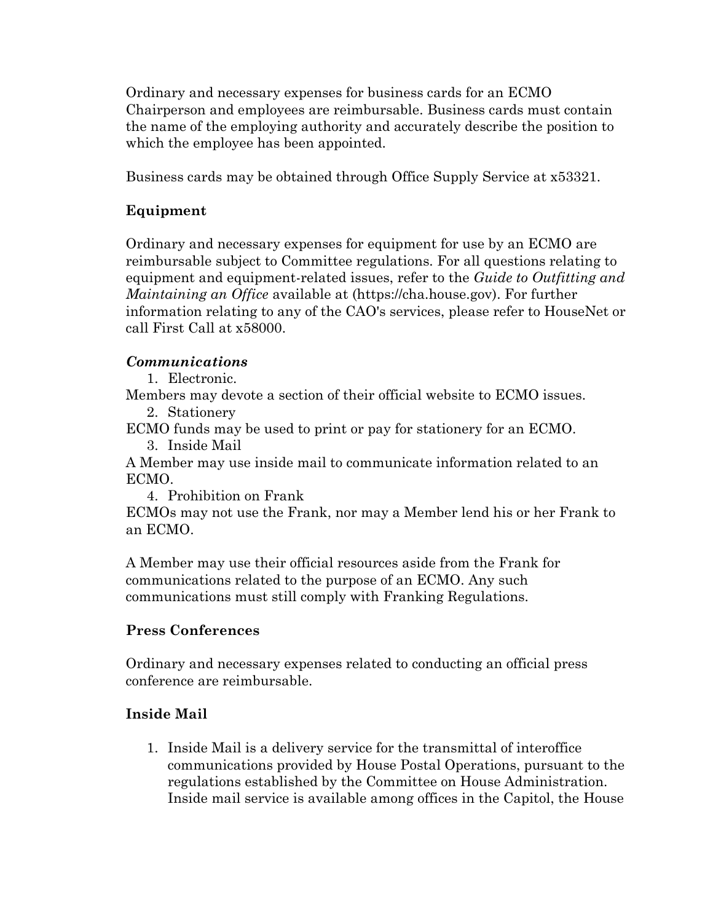Ordinary and necessary expenses for business cards for an ECMO Chairperson and employees are reimbursable. Business cards must contain the name of the employing authority and accurately describe the position to which the employee has been appointed.

Business cards may be obtained through Office Supply Service at x53321.

## Equipment

Ordinary and necessary expenses for equipment for use by an ECMO are reimbursable subject to Committee regulations. For all questions relating to equipment and equipment-related issues, refer to the *Guide to Outfitting and Maintaining an Office* available at (https://cha.house.gov). For further information relating to any of the CAO's services, please refer to HouseNet or call First Call at x58000.

### *Communications*

1. Electronic.

Members may devote a section of their official website to ECMO issues.

2. Stationery

ECMO funds may be used to print or pay for stationery for an ECMO.

3. Inside Mail

A Member may use inside mail to communicate information related to an ECMO.

4. Prohibition on Frank

ECMOs may not use the Frank, nor may a Member lend his or her Frank to an ECMO.

A Member may use their official resources aside from the Frank for communications related to the purpose of an ECMO. Any such communications must still comply with Franking Regulations.

## Press Conferences

Ordinary and necessary expenses related to conducting an official press conference are reimbursable.

## Inside Mail

1. Inside Mail is a delivery service for the transmittal of interoffice communications provided by House Postal Operations, pursuant to the regulations established by the Committee on House Administration. Inside mail service is available among offices in the Capitol, the House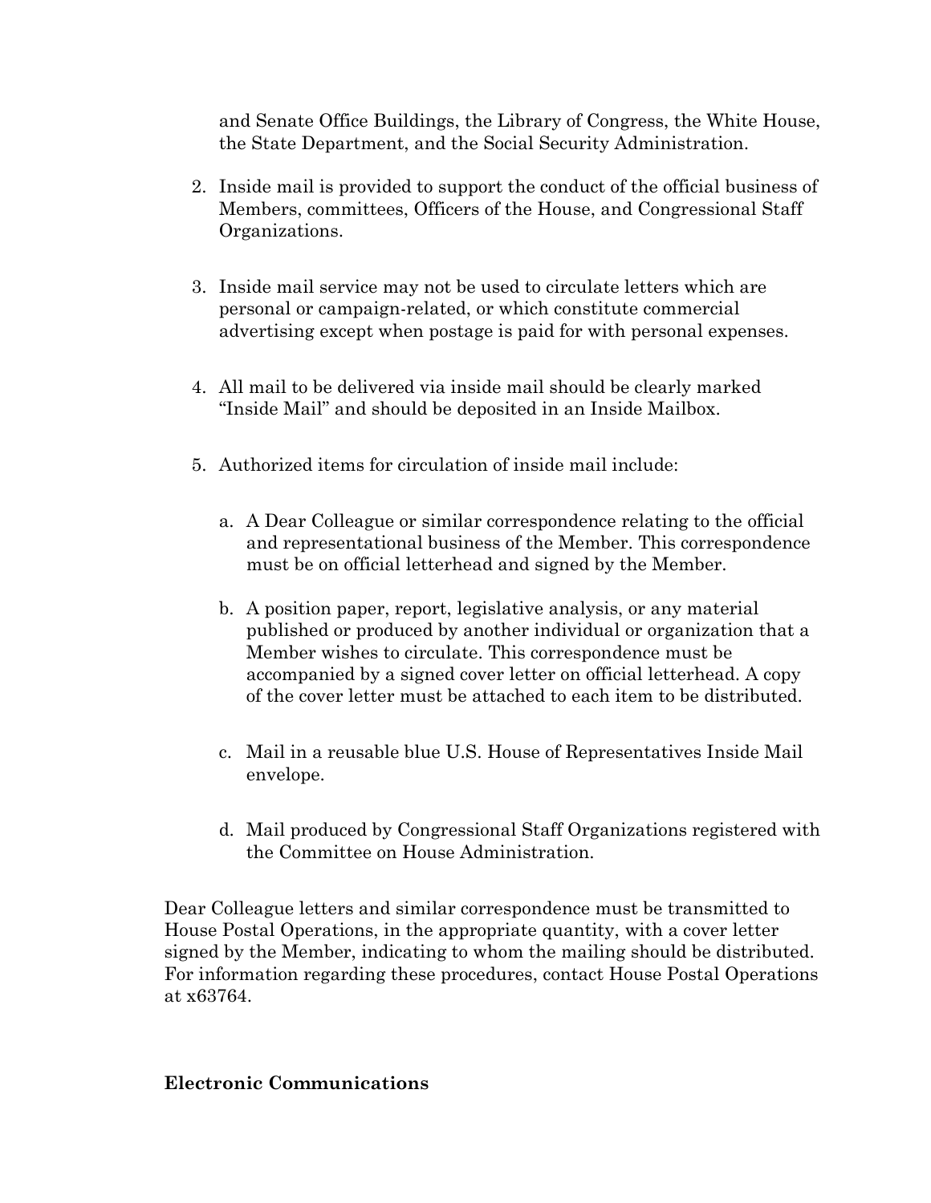and Senate Office Buildings, the Library of Congress, the White House, the State Department, and the Social Security Administration.

2. Inside mail is provided to support the conduct of the official business of Members, committees, Officers of the House, and Congressional Staff Organizations.

3. Inside mail service may not be used to circulate letters which are personal or campaign-related, or which constitute commercial advertising except when postage is paid for with personal expenses.

4. All mail to be delivered via inside mail should be clearly marked "Inside Mail" and should be deposited in an Inside Mailbox.

5. Authorized items for circulation of inside mail include:

   a. A Dear Colleague or similar correspondence relating to the official and representational business of the Member. This correspondence must be on official letterhead and signed by the Member.

   b. A position paper, report, legislative analysis, or any material published or produced by another individual or organization that a Member wishes to circulate. This correspondence must be accompanied by a signed cover letter on official letterhead. A copy of the cover letter must be attached to each item to be distributed.

   c. Mail in a reusable blue U.S. House of Representatives Inside Mail envelope.

   d. Mail produced by Congressional Staff Organizations registered with the Committee on House Administration.

Dear Colleague letters and similar correspondence must be transmitted to House Postal Operations, in the appropriate quantity, with a cover letter signed by the Member, indicating to whom the mailing should be distributed. For information regarding these procedures, contact House Postal Operations at x63764.

**Electronic Communications**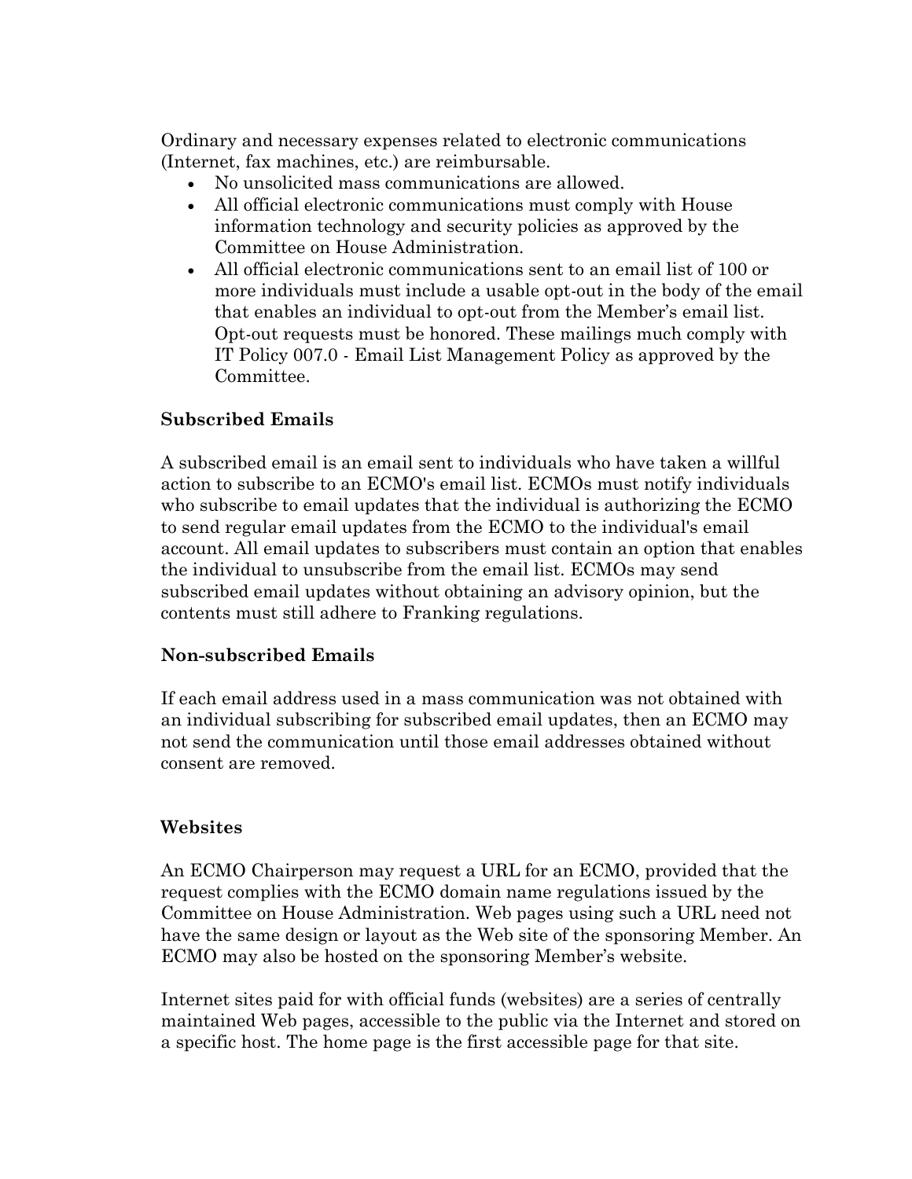Ordinary and necessary expenses related to electronic communications (Internet, fax machines, etc.) are reimbursable.

- No unsolicited mass communications are allowed.
- All official electronic communications must comply with House information technology and security policies as approved by the Committee on House Administration.
- All official electronic communications sent to an email list of 100 or more individuals must include a usable opt-out in the body of the email that enables an individual to opt-out from the Member's email list. Opt-out requests must be honored. These mailings much comply with IT Policy 007.0 - Email List Management Policy as approved by the Committee.

**Subscribed Emails**

A subscribed email is an email sent to individuals who have taken a willful action to subscribe to an ECMO's email list. ECMOs must notify individuals who subscribe to email updates that the individual is authorizing the ECMO to send regular email updates from the ECMO to the individual's email account. All email updates to subscribers must contain an option that enables the individual to unsubscribe from the email list. ECMOs may send subscribed email updates without obtaining an advisory opinion, but the contents must still adhere to Franking regulations.

**Non-subscribed Emails**

If each email address used in a mass communication was not obtained with an individual subscribing for subscribed email updates, then an ECMO may not send the communication until those email addresses obtained without consent are removed.

**Websites**

An ECMO Chairperson may request a URL for an ECMO, provided that the request complies with the ECMO domain name regulations issued by the Committee on House Administration. Web pages using such a URL need not have the same design or layout as the Web site of the sponsoring Member. An ECMO may also be hosted on the sponsoring Member's website.

Internet sites paid for with official funds (websites) are a series of centrally maintained Web pages, accessible to the public via the Internet and stored on a specific host. The home page is the first accessible page for that site.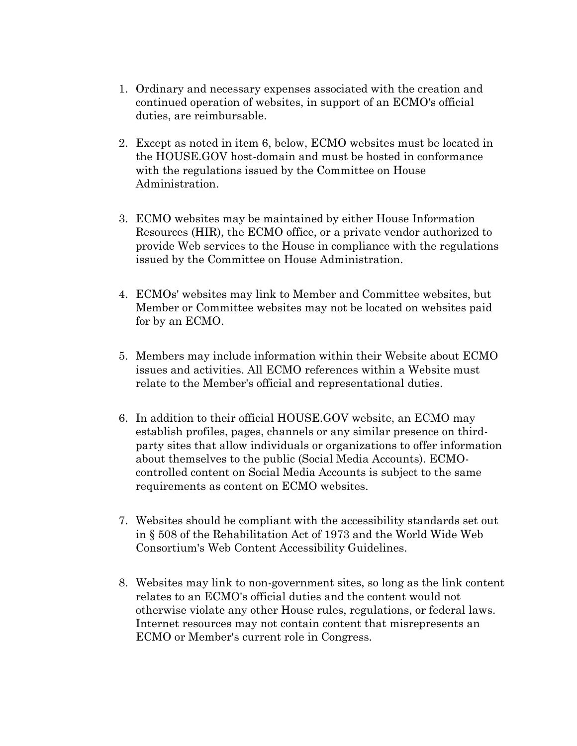1. Ordinary and necessary expenses associated with the creation and continued operation of websites, in support of an ECMO's official duties, are reimbursable.

2. Except as noted in item 6, below, ECMO websites must be located in the HOUSE.GOV host-domain and must be hosted in conformance with the regulations issued by the Committee on House Administration.

3. ECMO websites may be maintained by either House Information Resources (HIR), the ECMO office, or a private vendor authorized to provide Web services to the House in compliance with the regulations issued by the Committee on House Administration.

4. ECMOs' websites may link to Member and Committee websites, but Member or Committee websites may not be located on websites paid for by an ECMO.

5. Members may include information within their Website about ECMO issues and activities. All ECMO references within a Website must relate to the Member's official and representational duties.

6. In addition to their official HOUSE.GOV website, an ECMO may establish profiles, pages, channels or any similar presence on third-party sites that allow individuals or organizations to offer information about themselves to the public (Social Media Accounts). ECMO-controlled content on Social Media Accounts is subject to the same requirements as content on ECMO websites.

7. Websites should be compliant with the accessibility standards set out in § 508 of the Rehabilitation Act of 1973 and the World Wide Web Consortium's Web Content Accessibility Guidelines.

8. Websites may link to non-government sites, so long as the link content relates to an ECMO's official duties and the content would not otherwise violate any other House rules, regulations, or federal laws. Internet resources may not contain content that misrepresents an ECMO or Member's current role in Congress.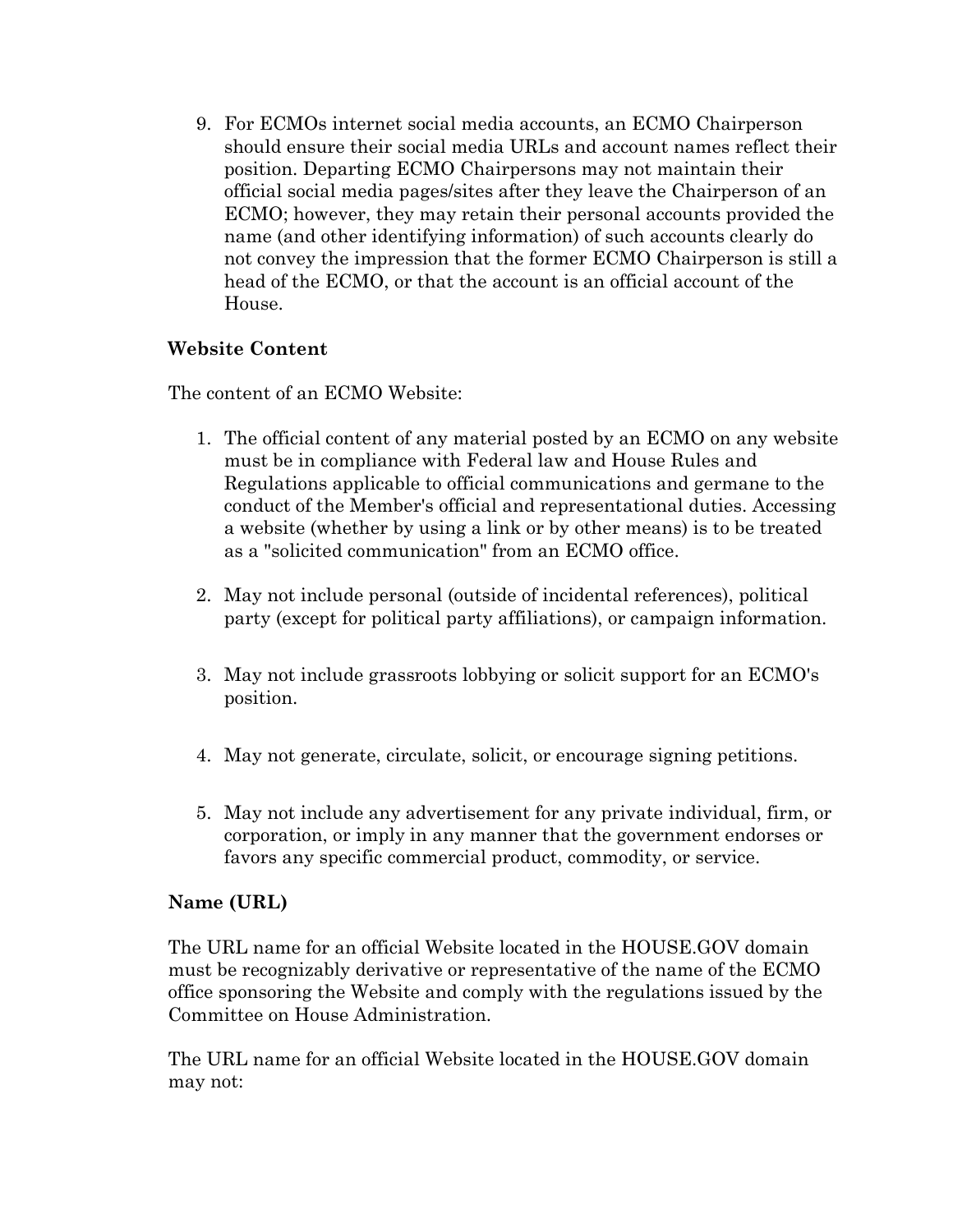9. For ECMOs internet social media accounts, an ECMO Chairperson should ensure their social media URLs and account names reflect their position. Departing ECMO Chairpersons may not maintain their official social media pages/sites after they leave the Chairperson of an ECMO; however, they may retain their personal accounts provided the name (and other identifying information) of such accounts clearly do not convey the impression that the former ECMO Chairperson is still a head of the ECMO, or that the account is an official account of the House.

**Website Content**

The content of an ECMO Website:

1. The official content of any material posted by an ECMO on any website must be in compliance with Federal law and House Rules and Regulations applicable to official communications and germane to the conduct of the Member's official and representational duties. Accessing a website (whether by using a link or by other means) is to be treated as a "solicited communication" from an ECMO office.

2. May not include personal (outside of incidental references), political party (except for political party affiliations), or campaign information.

3. May not include grassroots lobbying or solicit support for an ECMO's position.

4. May not generate, circulate, solicit, or encourage signing petitions.

5. May not include any advertisement for any private individual, firm, or corporation, or imply in any manner that the government endorses or favors any specific commercial product, commodity, or service.

**Name (URL)**

The URL name for an official Website located in the HOUSE.GOV domain must be recognizably derivative or representative of the name of the ECMO office sponsoring the Website and comply with the regulations issued by the Committee on House Administration.

The URL name for an official Website located in the HOUSE.GOV domain may not: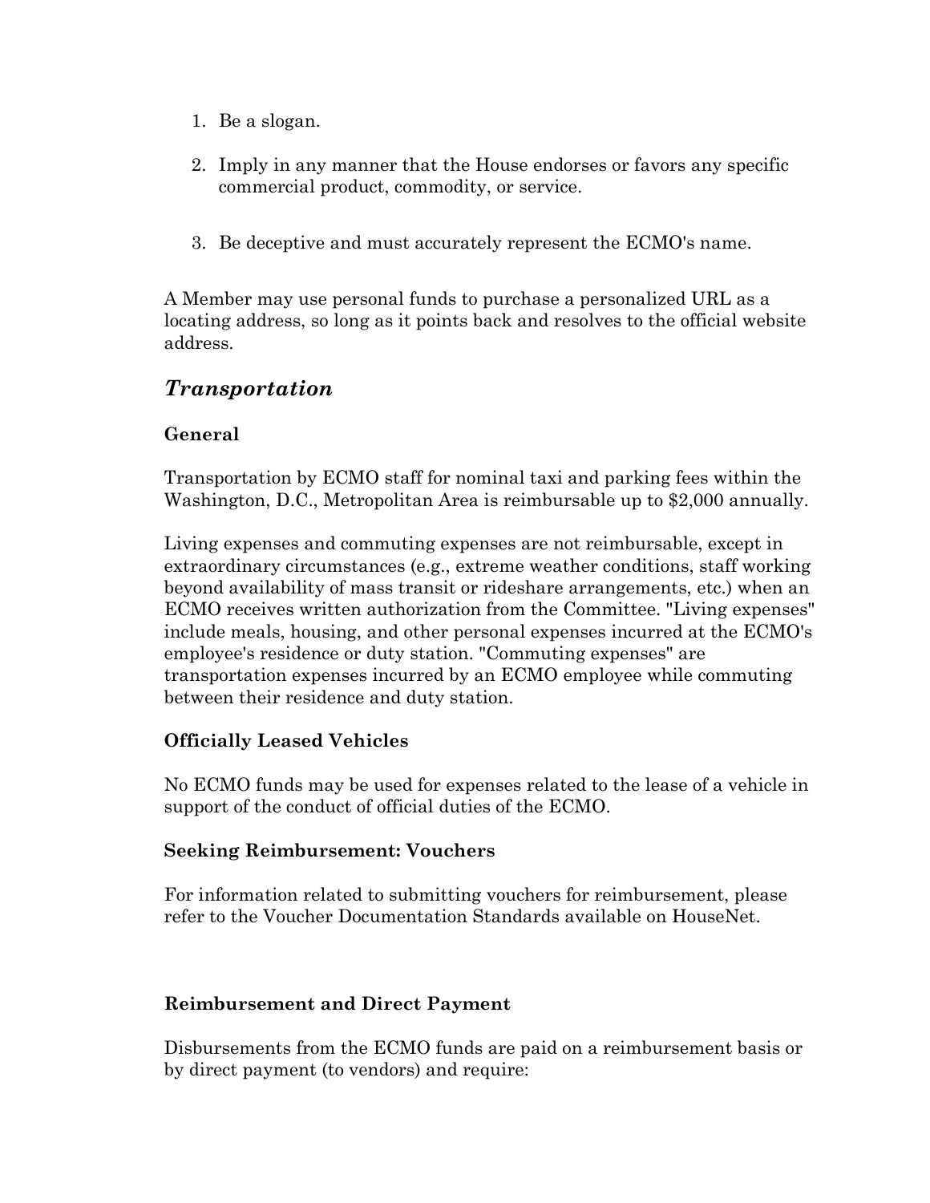1. Be a slogan.

2. Imply in any manner that the House endorses or favors any specific commercial product, commodity, or service.

3. Be deceptive and must accurately represent the ECMO's name.

A Member may use personal funds to purchase a personalized URL as a locating address, so long as it points back and resolves to the official website address.

## *Transportation*

### General

Transportation by ECMO staff for nominal taxi and parking fees within the Washington, D.C., Metropolitan Area is reimbursable up to $2,000 annually.

Living expenses and commuting expenses are not reimbursable, except in extraordinary circumstances (e.g., extreme weather conditions, staff working beyond availability of mass transit or rideshare arrangements, etc.) when an ECMO receives written authorization from the Committee. "Living expenses" include meals, housing, and other personal expenses incurred at the ECMO's employee's residence or duty station. "Commuting expenses" are transportation expenses incurred by an ECMO employee while commuting between their residence and duty station.

### Officially Leased Vehicles

No ECMO funds may be used for expenses related to the lease of a vehicle in support of the conduct of official duties of the ECMO.

### Seeking Reimbursement: Vouchers

For information related to submitting vouchers for reimbursement, please refer to the Voucher Documentation Standards available on HouseNet.

### Reimbursement and Direct Payment

Disbursements from the ECMO funds are paid on a reimbursement basis or by direct payment (to vendors) and require: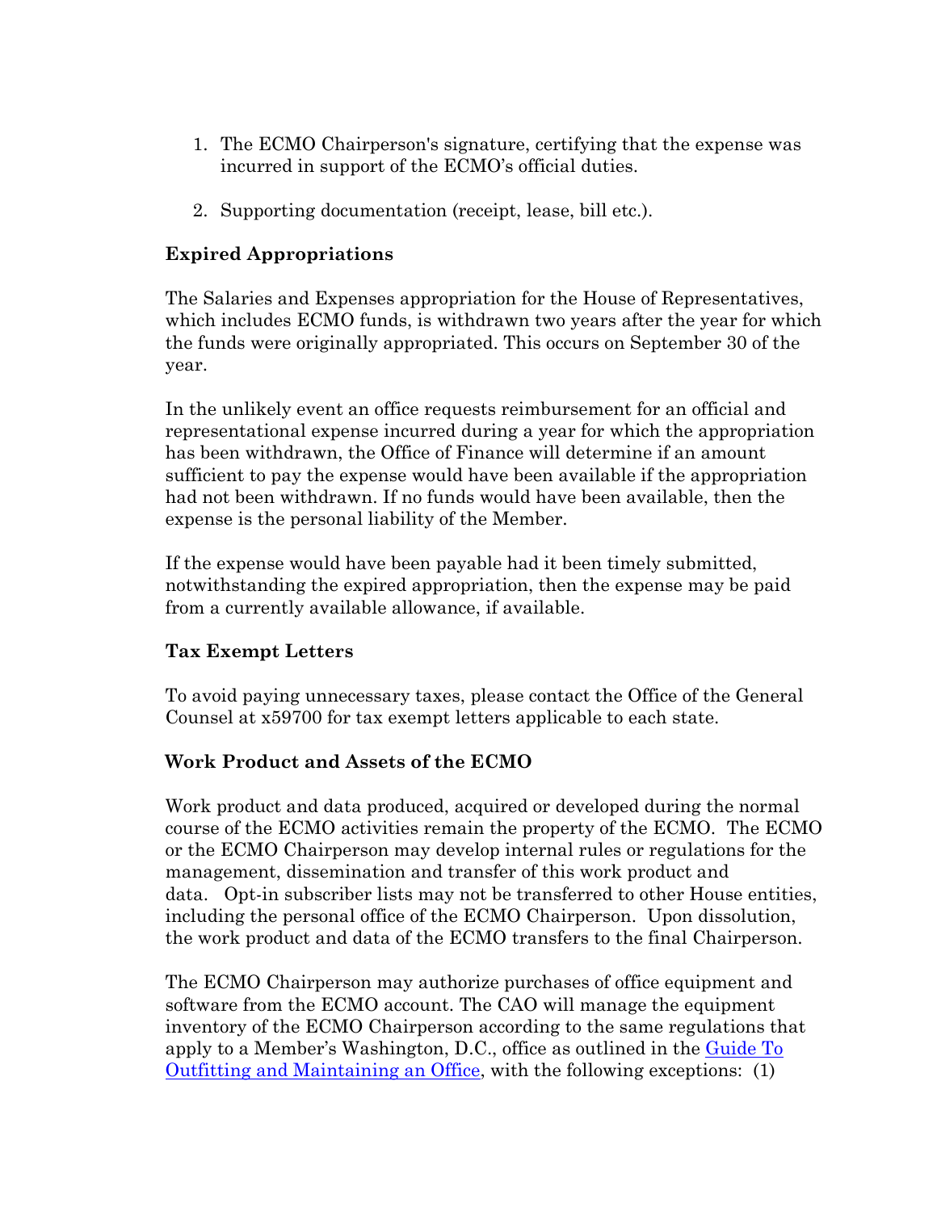1. The ECMO Chairperson's signature, certifying that the expense was incurred in support of the ECMO's official duties.

2. Supporting documentation (receipt, lease, bill etc.).

### Expired Appropriations

The Salaries and Expenses appropriation for the House of Representatives, which includes ECMO funds, is withdrawn two years after the year for which the funds were originally appropriated. This occurs on September 30 of the year.

In the unlikely event an office requests reimbursement for an official and representational expense incurred during a year for which the appropriation has been withdrawn, the Office of Finance will determine if an amount sufficient to pay the expense would have been available if the appropriation had not been withdrawn. If no funds would have been available, then the expense is the personal liability of the Member.

If the expense would have been payable had it been timely submitted, notwithstanding the expired appropriation, then the expense may be paid from a currently available allowance, if available.

### Tax Exempt Letters

To avoid paying unnecessary taxes, please contact the Office of the General Counsel at x59700 for tax exempt letters applicable to each state.

### Work Product and Assets of the ECMO

Work product and data produced, acquired or developed during the normal course of the ECMO activities remain the property of the ECMO. The ECMO or the ECMO Chairperson may develop internal rules or regulations for the management, dissemination and transfer of this work product and data. Opt-in subscriber lists may not be transferred to other House entities, including the personal office of the ECMO Chairperson. Upon dissolution, the work product and data of the ECMO transfers to the final Chairperson.

The ECMO Chairperson may authorize purchases of office equipment and software from the ECMO account. The CAO will manage the equipment inventory of the ECMO Chairperson according to the same regulations that apply to a Member's Washington, D.C., office as outlined in the [Guide To Outfitting and Maintaining an Office](), with the following exceptions: (1)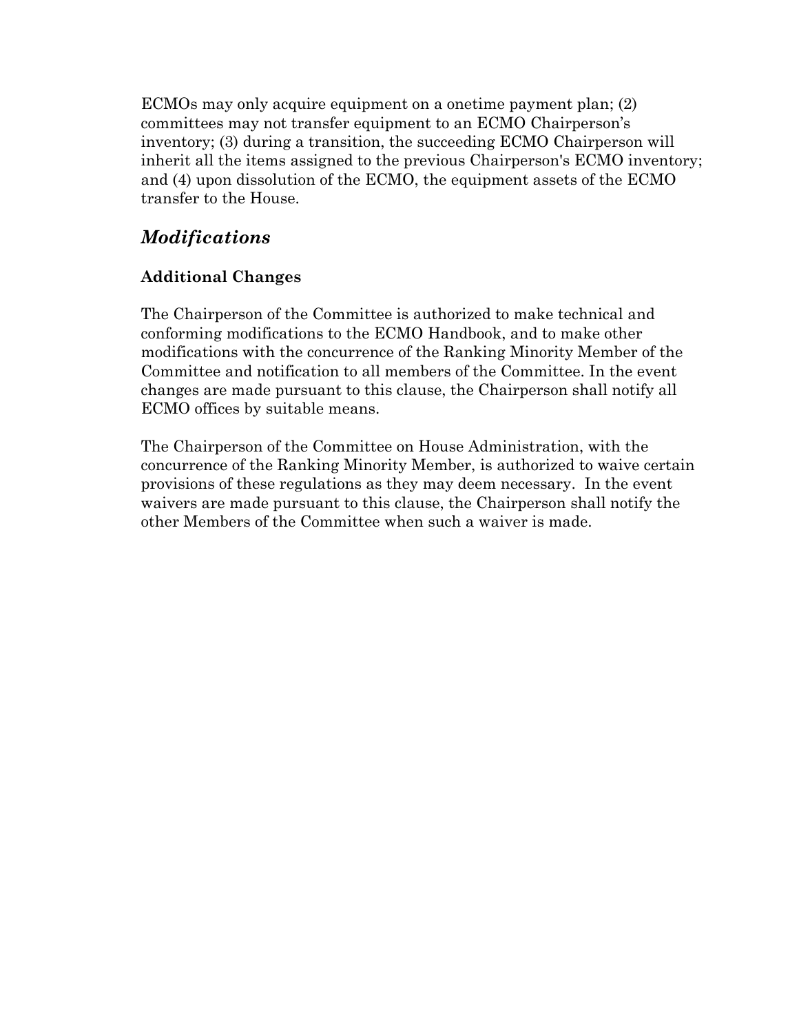ECMOs may only acquire equipment on a onetime payment plan; (2) committees may not transfer equipment to an ECMO Chairperson's inventory; (3) during a transition, the succeeding ECMO Chairperson will inherit all the items assigned to the previous Chairperson's ECMO inventory; and (4) upon dissolution of the ECMO, the equipment assets of the ECMO transfer to the House.

## *Modifications*

### Additional Changes

The Chairperson of the Committee is authorized to make technical and conforming modifications to the ECMO Handbook, and to make other modifications with the concurrence of the Ranking Minority Member of the Committee and notification to all members of the Committee. In the event changes are made pursuant to this clause, the Chairperson shall notify all ECMO offices by suitable means.

The Chairperson of the Committee on House Administration, with the concurrence of the Ranking Minority Member, is authorized to waive certain provisions of these regulations as they may deem necessary. In the event waivers are made pursuant to this clause, the Chairperson shall notify the other Members of the Committee when such a waiver is made.